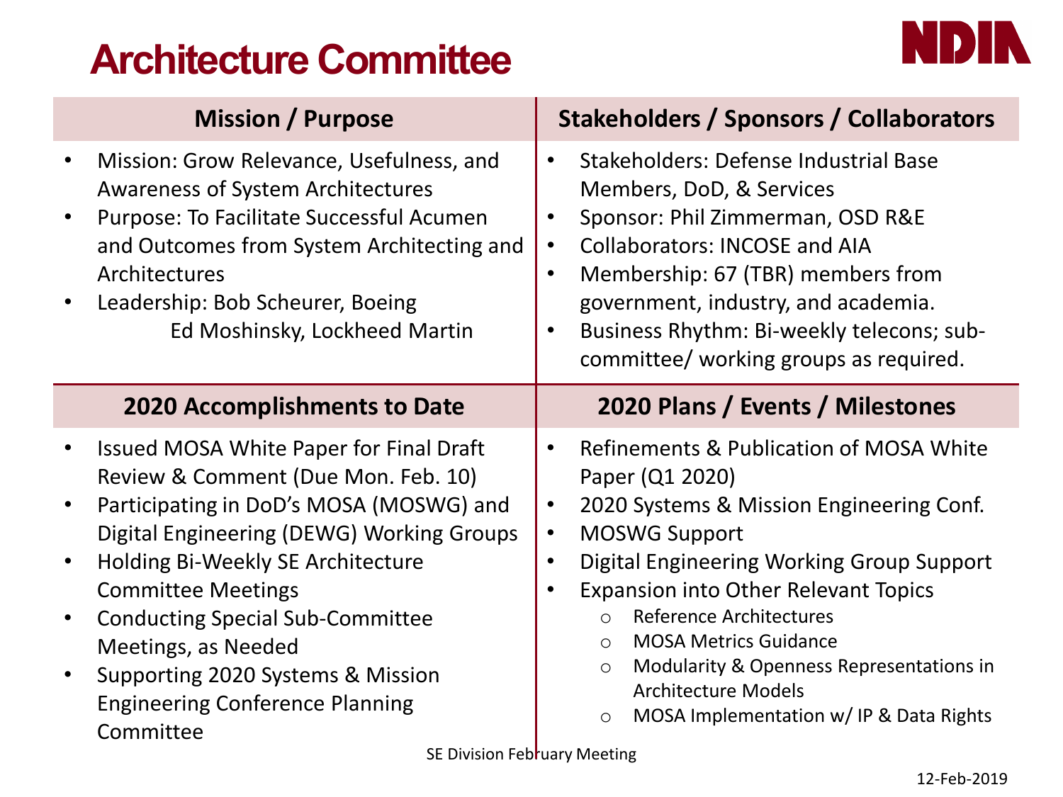# Architecture Committee

NDIA

## Mission / Purpose

- Mission: Grow Relevance, Usefulness, and Awareness of System Architectures
- Purpose: To Facilitate Successful Acumen and Outcomes from System Architecting and Architectures
- Leadership: Bob Scheurer, Boeing
  Ed Moshinsky, Lockheed Martin

## Stakeholders / Sponsors / Collaborators

- Stakeholders: Defense Industrial Base Members, DoD, & Services
- Sponsor: Phil Zimmerman, OSD R&E
- Collaborators: INCOSE and AIA
- Membership: 67 (TBR) members from government, industry, and academia.
- Business Rhythm: Bi-weekly telecons; sub-committee/ working groups as required.

## 2020 Accomplishments to Date

- Issued MOSA White Paper for Final Draft Review & Comment (Due Mon. Feb. 10)
- Participating in DoD's MOSA (MOSWG) and Digital Engineering (DEWG) Working Groups
- Holding Bi-Weekly SE Architecture Committee Meetings
- Conducting Special Sub-Committee Meetings, as Needed
- Supporting 2020 Systems & Mission Engineering Conference Planning Committee

## 2020 Plans / Events / Milestones

- Refinements & Publication of MOSA White Paper (Q1 2020)
- 2020 Systems & Mission Engineering Conf.
- MOSWG Support
- Digital Engineering Working Group Support
- Expansion into Other Relevant Topics
  - Reference Architectures
  - MOSA Metrics Guidance
  - Modularity & Openness Representations in Architecture Models
  - MOSA Implementation w/ IP & Data Rights

SE Division February Meeting

12-Feb-2019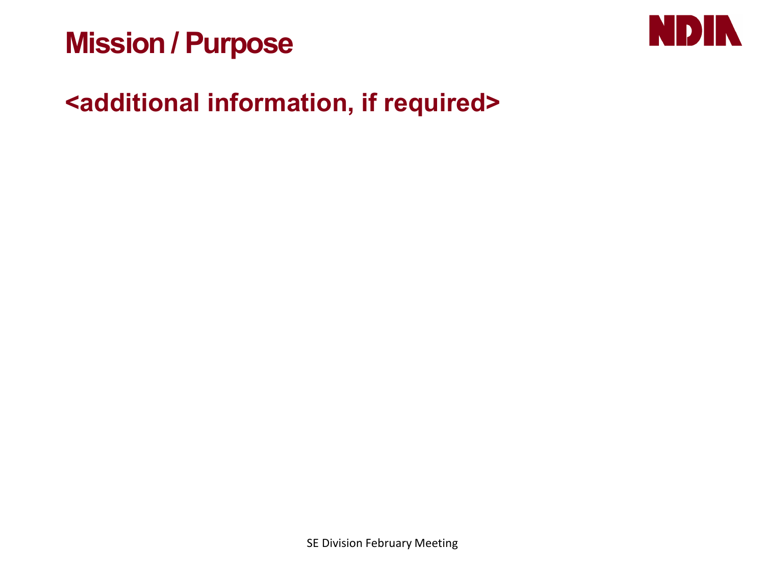# Mission / Purpose

## <additional information, if required>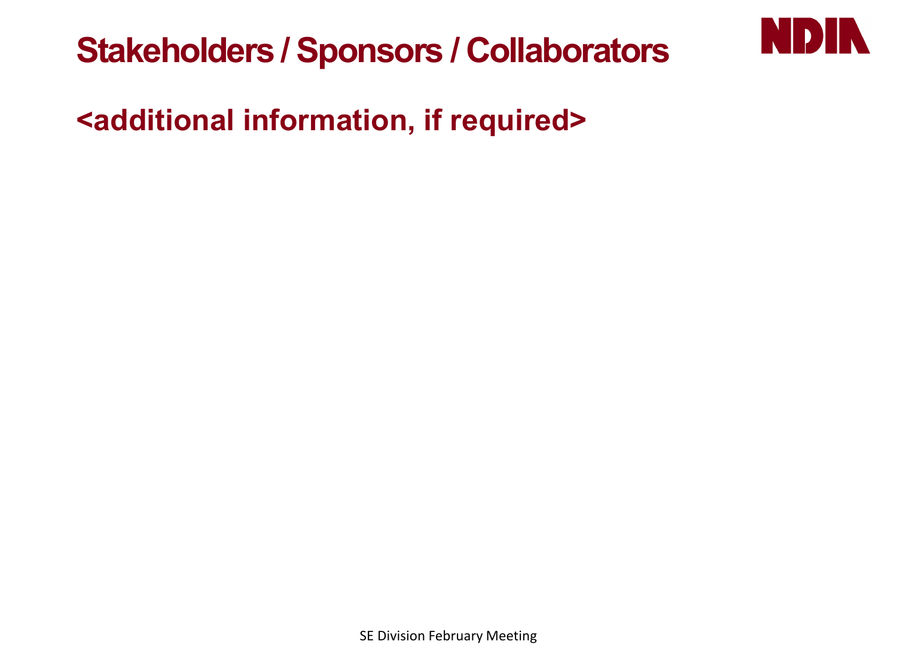# Stakeholders / Sponsors / Collaborators

## <additional information, if required>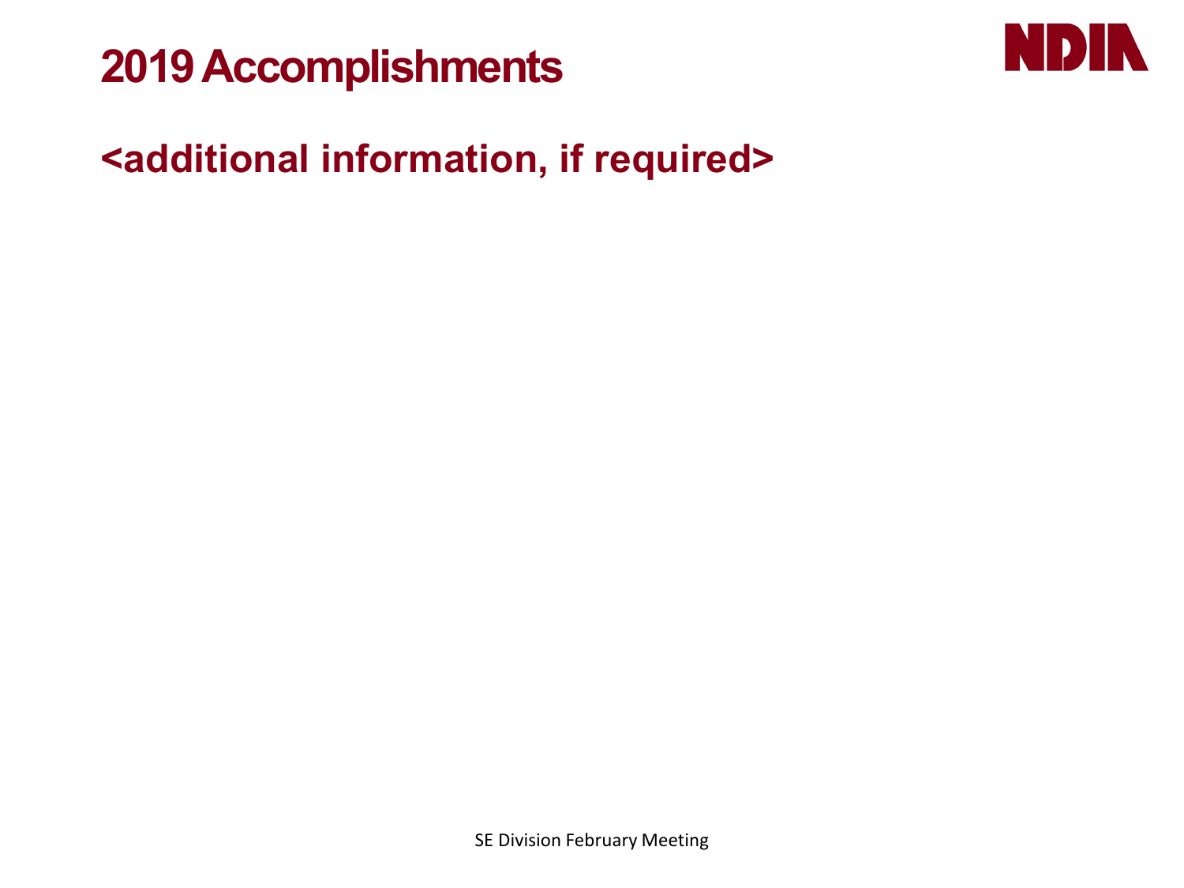# 2019 Accomplishments

## <additional information, if required>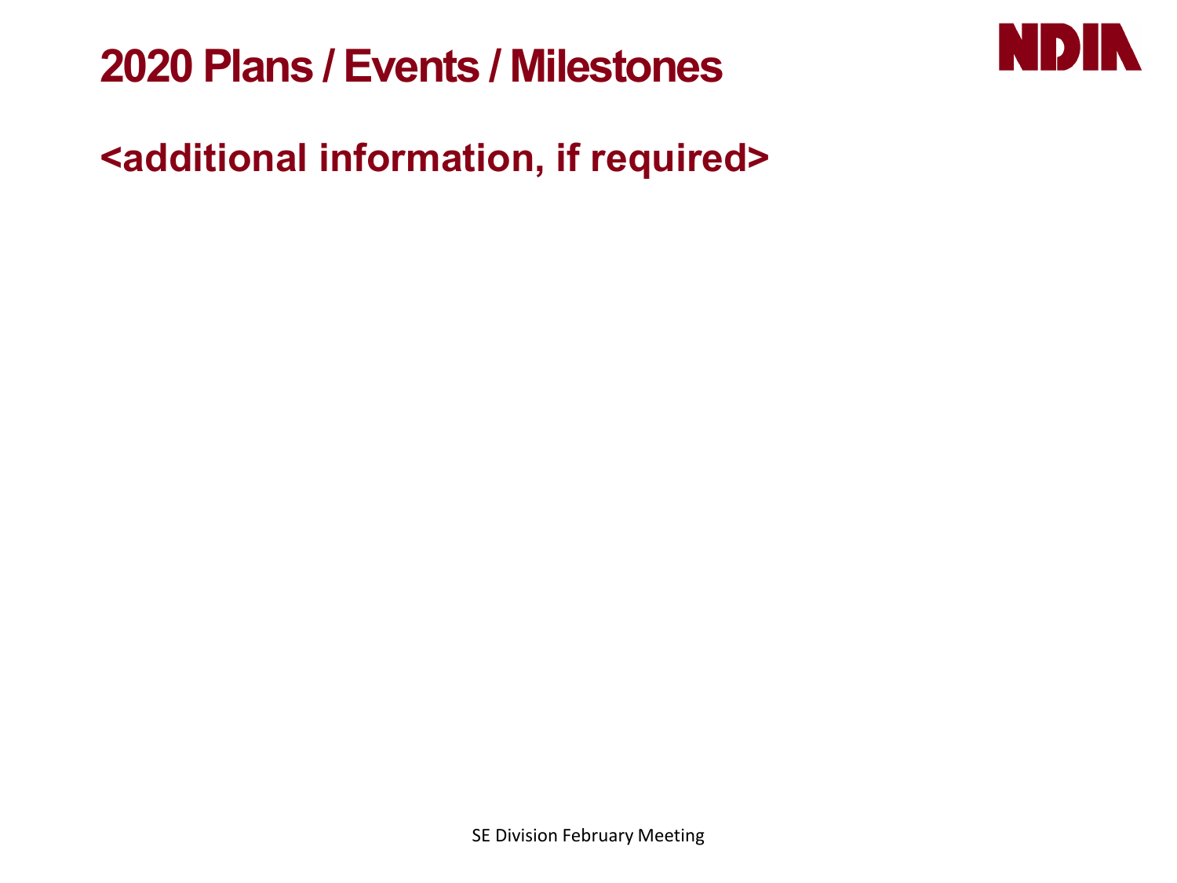# 2020 Plans / Events / Milestones

## <additional information, if required>